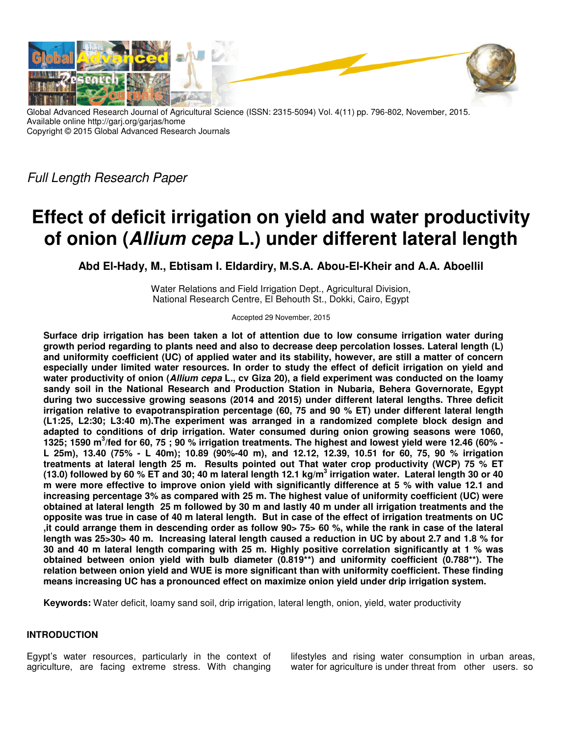Global Advanced Research Journal of Agricultural Science (ISSN: 2315-5094) Vol. 4(11) pp. 796-802, November, 2015.
Available online http://garj.org/garjas/home
Copyright © 2015 Global Advanced Research Journals

*Full Length Research Paper*

# Effect of deficit irrigation on yield and water productivity of onion (*Allium cepa* L.) under different lateral length

**Abd El-Hady, M., Ebtisam I. Eldardiry, M.S.A. Abou-El-Kheir and A.A. Aboellil**

Water Relations and Field Irrigation Dept., Agricultural Division,
National Research Centre, El Behouth St., Dokki, Cairo, Egypt

Accepted 29 November, 2015

**Surface drip irrigation has been taken a lot of attention due to low consume irrigation water during growth period regarding to plants need and also to decrease deep percolation losses. Lateral length (L) and uniformity coefficient (UC) of applied water and its stability, however, are still a matter of concern especially under limited water resources. In order to study the effect of deficit irrigation on yield and water productivity of onion (*Allium cepa* L., cv Giza 20), a field experiment was conducted on the loamy sandy soil in the National Research and Production Station in Nubaria, Behera Governorate, Egypt during two successive growing seasons (2014 and 2015) under different lateral lengths. Three deficit irrigation relative to evapotranspiration percentage (60, 75 and 90 % ET) under different lateral length (L1:25, L2:30; L3:40 m).The experiment was arranged in a randomized complete block design and adapted to conditions of drip irrigation. Water consumed during onion growing seasons were 1060, 1325; 1590 $m^3$/fed for 60, 75 ; 90 % irrigation treatments. The highest and lowest yield were 12.46 (60% - L 25m), 13.40 (75% - L 40m); 10.89 (90%-40 m), and 12.12, 12.39, 10.51 for 60, 75, 90 % irrigation treatments at lateral length 25 m. Results pointed out That water crop productivity (WCP) 75 % ET (13.0) followed by 60 % ET and 30; 40 m lateral length 12.1 kg/$m^3$ irrigation water. Lateral length 30 or 40 m were more effective to improve onion yield with significantly difference at 5 % with value 12.1 and increasing percentage 3% as compared with 25 m. The highest value of uniformity coefficient (UC) were obtained at lateral length 25 m followed by 30 m and lastly 40 m under all irrigation treatments and the opposite was true in case of 40 m lateral length. But in case of the effect of irrigation treatments on UC ,it could arrange them in descending order as follow 90> 75> 60 %, while the rank in case of the lateral length was 25>30> 40 m. Increasing lateral length caused a reduction in UC by about 2.7 and 1.8 % for 30 and 40 m lateral length comparing with 25 m. Highly positive correlation significantly at 1 % was obtained between onion yield with bulb diameter (0.819\*\*) and uniformity coefficient (0.788\*\*). The relation between onion yield and WUE is more significant than with uniformity coefficient. These finding means increasing UC has a pronounced effect on maximize onion yield under drip irrigation system.**

**Keywords:** Water deficit, loamy sand soil, drip irrigation, lateral length, onion, yield, water productivity

## INTRODUCTION

Egypt's water resources, particularly in the context of agriculture, are facing extreme stress. With changing lifestyles and rising water consumption in urban areas, water for agriculture is under threat from other users. so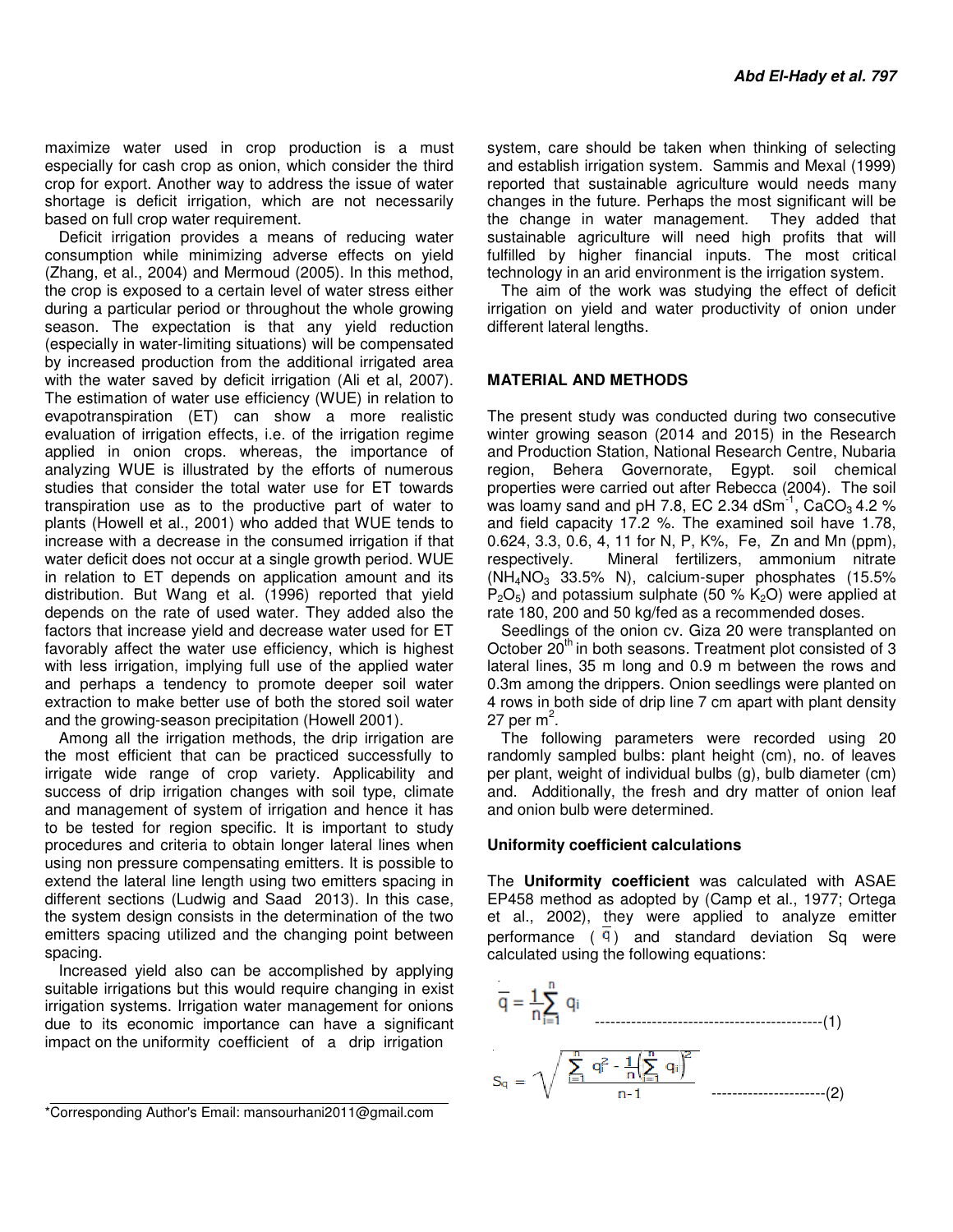maximize water used in crop production is a must especially for cash crop as onion, which consider the third crop for export. Another way to address the issue of water shortage is deficit irrigation, which are not necessarily based on full crop water requirement.

Deficit irrigation provides a means of reducing water consumption while minimizing adverse effects on yield (Zhang, et al., 2004) and Mermoud (2005). In this method, the crop is exposed to a certain level of water stress either during a particular period or throughout the whole growing season. The expectation is that any yield reduction (especially in water-limiting situations) will be compensated by increased production from the additional irrigated area with the water saved by deficit irrigation (Ali et al, 2007). The estimation of water use efficiency (WUE) in relation to evapotranspiration (ET) can show a more realistic evaluation of irrigation effects, i.e. of the irrigation regime applied in onion crops. whereas, the importance of analyzing WUE is illustrated by the efforts of numerous studies that consider the total water use for ET towards transpiration use as to the productive part of water to plants (Howell et al., 2001) who added that WUE tends to increase with a decrease in the consumed irrigation if that water deficit does not occur at a single growth period. WUE in relation to ET depends on application amount and its distribution. But Wang et al. (1996) reported that yield depends on the rate of used water. They added also the factors that increase yield and decrease water used for ET favorably affect the water use efficiency, which is highest with less irrigation, implying full use of the applied water and perhaps a tendency to promote deeper soil water extraction to make better use of both the stored soil water and the growing-season precipitation (Howell 2001).

Among all the irrigation methods, the drip irrigation are the most efficient that can be practiced successfully to irrigate wide range of crop variety. Applicability and success of drip irrigation changes with soil type, climate and management of system of irrigation and hence it has to be tested for region specific. It is important to study procedures and criteria to obtain longer lateral lines when using non pressure compensating emitters. It is possible to extend the lateral line length using two emitters spacing in different sections (Ludwig and Saad 2013). In this case, the system design consists in the determination of the two emitters spacing utilized and the changing point between spacing.

Increased yield also can be accomplished by applying suitable irrigations but this would require changing in exist irrigation systems. Irrigation water management for onions due to its economic importance can have a significant impact on the uniformity coefficient of a drip irrigation system, care should be taken when thinking of selecting and establish irrigation system. Sammis and Mexal (1999) reported that sustainable agriculture would needs many changes in the future. Perhaps the most significant will be the change in water management. They added that sustainable agriculture will need high profits that will fulfilled by higher financial inputs. The most critical technology in an arid environment is the irrigation system.

The aim of the work was studying the effect of deficit irrigation on yield and water productivity of onion under different lateral lengths.

## MATERIAL AND METHODS

The present study was conducted during two consecutive winter growing season (2014 and 2015) in the Research and Production Station, National Research Centre, Nubaria region, Behera Governorate, Egypt. soil chemical properties were carried out after Rebecca (2004). The soil was loamy sand and pH 7.8, EC 2.34 $dSm^{-1}$, $CaCO_3$ 4.2 % and field capacity 17.2 %. The examined soil have 1.78, 0.624, 3.3, 0.6, 4, 11 for N, P, K%, Fe, Zn and Mn (ppm), respectively. Mineral fertilizers, ammonium nitrate ($NH_4NO_3$ 33.5% N), calcium-super phosphates (15.5% $P_2O_5$) and potassium sulphate (50 % $K_2O$) were applied at rate 180, 200 and 50 kg/fed as a recommended doses.

Seedlings of the onion cv. Giza 20 were transplanted on October 20th in both seasons. Treatment plot consisted of 3 lateral lines, 35 m long and 0.9 m between the rows and 0.3m among the drippers. Onion seedlings were planted on 4 rows in both side of drip line 7 cm apart with plant density 27 per $m^2$.

The following parameters were recorded using 20 randomly sampled bulbs: plant height (cm), no. of leaves per plant, weight of individual bulbs (g), bulb diameter (cm) and. Additionally, the fresh and dry matter of onion leaf and onion bulb were determined.

### Uniformity coefficient calculations

The **Uniformity coefficient** was calculated with ASAE EP458 method as adopted by (Camp et al., 1977; Ortega et al., 2002), they were applied to analyze emitter performance ($\bar{q}$) and standard deviation Sq were calculated using the following equations:

$$\bar{q} = \frac{1}{n}\sum_{i=1}^{n} q_i \qquad \text{-----------------------------------------(1)}$$

$$S_q = \sqrt{\frac{\sum_{i=1}^{n} q_i^2 - \frac{1}{n}\left(\sum_{i=1}^{n} q_i\right)^2}{n-1}} \qquad \text{----------------------(2)}$$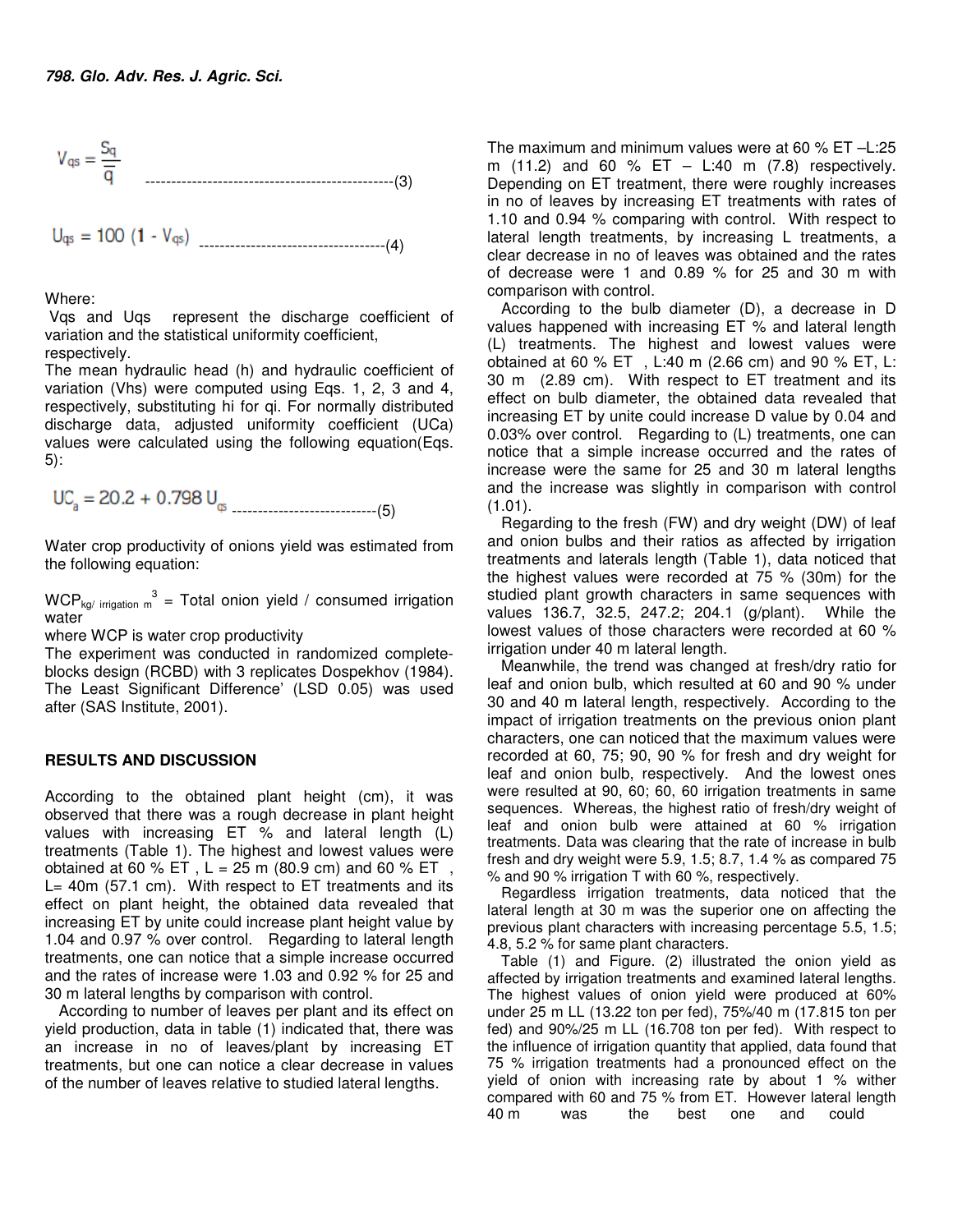$$V_{qs} = \frac{S_q}{\bar{q}} \quad \text{------------------------------------------------(3)}$$

$$U_{qs} = 100\ (1 - V_{qs}) \quad \text{-----------------------------------(4)}$$

Where:

$V_{qs}$ and $U_{qs}$ represent the discharge coefficient of variation and the statistical uniformity coefficient, respectively.

The mean hydraulic head (h) and hydraulic coefficient of variation (Vhs) were computed using Eqs. 1, 2, 3 and 4, respectively, substituting hi for qi. For normally distributed discharge data, adjusted uniformity coefficient (UCa) values were calculated using the following equation(Eqs. 5):

$$UC_a = 20.2 + 0.798\ U_{qs} \quad \text{---------------------------(5)}$$

Water crop productivity of onions yield was estimated from the following equation:

$WCP_{kg/\ irrigation\ m^3}$ = Total onion yield / consumed irrigation water

where WCP is water crop productivity

The experiment was conducted in randomized complete-blocks design (RCBD) with 3 replicates Dospekhov (1984). The Least Significant Difference' (LSD 0.05) was used after (SAS Institute, 2001).

## RESULTS AND DISCUSSION

According to the obtained plant height (cm), it was observed that there was a rough decrease in plant height values with increasing ET % and lateral length (L) treatments (Table 1). The highest and lowest values were obtained at 60 % ET , L = 25 m (80.9 cm) and 60 % ET , L= 40m (57.1 cm). With respect to ET treatments and its effect on plant height, the obtained data revealed that increasing ET by unite could increase plant height value by 1.04 and 0.97 % over control. Regarding to lateral length treatments, one can notice that a simple increase occurred and the rates of increase were 1.03 and 0.92 % for 25 and 30 m lateral lengths by comparison with control.

According to number of leaves per plant and its effect on yield production, data in table (1) indicated that, there was an increase in no of leaves/plant by increasing ET treatments, but one can notice a clear decrease in values of the number of leaves relative to studied lateral lengths. The maximum and minimum values were at 60 % ET –L:25 m (11.2) and 60 % ET – L:40 m (7.8) respectively. Depending on ET treatment, there were roughly increases in no of leaves by increasing ET treatments with rates of 1.10 and 0.94 % comparing with control. With respect to lateral length treatments, by increasing L treatments, a clear decrease in no of leaves was obtained and the rates of decrease were 1 and 0.89 % for 25 and 30 m with comparison with control.

According to the bulb diameter (D), a decrease in D values happened with increasing ET % and lateral length (L) treatments. The highest and lowest values were obtained at 60 % ET , L:40 m (2.66 cm) and 90 % ET, L: 30 m (2.89 cm). With respect to ET treatment and its effect on bulb diameter, the obtained data revealed that increasing ET by unite could increase D value by 0.04 and 0.03% over control. Regarding to (L) treatments, one can notice that a simple increase occurred and the rates of increase were the same for 25 and 30 m lateral lengths and the increase was slightly in comparison with control (1.01).

Regarding to the fresh (FW) and dry weight (DW) of leaf and onion bulbs and their ratios as affected by irrigation treatments and laterals length (Table 1), data noticed that the highest values were recorded at 75 % (30m) for the studied plant growth characters in same sequences with values 136.7, 32.5, 247.2; 204.1 (g/plant). While the lowest values of those characters were recorded at 60 % irrigation under 40 m lateral length.

Meanwhile, the trend was changed at fresh/dry ratio for leaf and onion bulb, which resulted at 60 and 90 % under 30 and 40 m lateral length, respectively. According to the impact of irrigation treatments on the previous onion plant characters, one can noticed that the maximum values were recorded at 60, 75; 90, 90 % for fresh and dry weight for leaf and onion bulb, respectively. And the lowest ones were resulted at 90, 60; 60, 60 irrigation treatments in same sequences. Whereas, the highest ratio of fresh/dry weight of leaf and onion bulb were attained at 60 % irrigation treatments. Data was clearing that the rate of increase in bulb fresh and dry weight were 5.9, 1.5; 8.7, 1.4 % as compared 75 % and 90 % irrigation T with 60 %, respectively.

Regardless irrigation treatments, data noticed that the lateral length at 30 m was the superior one on affecting the previous plant characters with increasing percentage 5.5, 1.5; 4.8, 5.2 % for same plant characters.

Table (1) and Figure. (2) illustrated the onion yield as affected by irrigation treatments and examined lateral lengths. The highest values of onion yield were produced at 60% under 25 m LL (13.22 ton per fed), 75%/40 m (17.815 ton per fed) and 90%/25 m LL (16.708 ton per fed). With respect to the influence of irrigation quantity that applied, data found that 75 % irrigation treatments had a pronounced effect on the yield of onion with increasing rate by about 1 % wither compared with 60 and 75 % from ET. However lateral length 40 m was the best one and could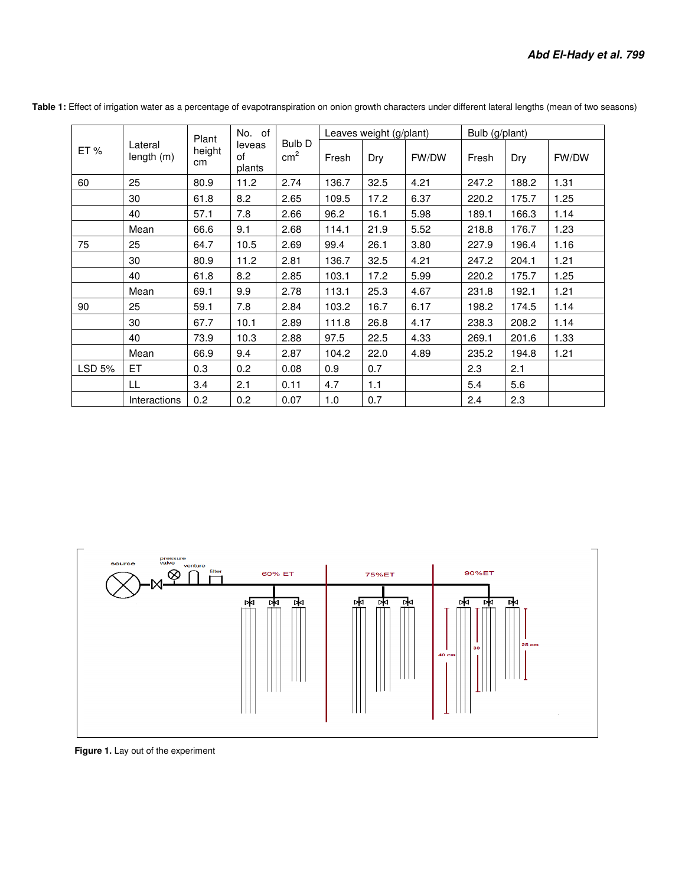**Table 1:** Effect of irrigation water as a percentage of evapotranspiration on onion growth characters under different lateral lengths (mean of two seasons)

| ET % | Lateral length (m) | Plant height cm | No. of leveas of plants | Bulb D $cm^2$ | Leaves weight (g/plant) | | | Bulb (g/plant) | | |
|---|---|---|---|---|---|---|---|---|---|---|
| | | | | | Fresh | Dry | FW/DW | Fresh | Dry | FW/DW |
| 60 | 25 | 80.9 | 11.2 | 2.74 | 136.7 | 32.5 | 4.21 | 247.2 | 188.2 | 1.31 |
| | 30 | 61.8 | 8.2 | 2.65 | 109.5 | 17.2 | 6.37 | 220.2 | 175.7 | 1.25 |
| | 40 | 57.1 | 7.8 | 2.66 | 96.2 | 16.1 | 5.98 | 189.1 | 166.3 | 1.14 |
| | Mean | 66.6 | 9.1 | 2.68 | 114.1 | 21.9 | 5.52 | 218.8 | 176.7 | 1.23 |
| 75 | 25 | 64.7 | 10.5 | 2.69 | 99.4 | 26.1 | 3.80 | 227.9 | 196.4 | 1.16 |
| | 30 | 80.9 | 11.2 | 2.81 | 136.7 | 32.5 | 4.21 | 247.2 | 204.1 | 1.21 |
| | 40 | 61.8 | 8.2 | 2.85 | 103.1 | 17.2 | 5.99 | 220.2 | 175.7 | 1.25 |
| | Mean | 69.1 | 9.9 | 2.78 | 113.1 | 25.3 | 4.67 | 231.8 | 192.1 | 1.21 |
| 90 | 25 | 59.1 | 7.8 | 2.84 | 103.2 | 16.7 | 6.17 | 198.2 | 174.5 | 1.14 |
| | 30 | 67.7 | 10.1 | 2.89 | 111.8 | 26.8 | 4.17 | 238.3 | 208.2 | 1.14 |
| | 40 | 73.9 | 10.3 | 2.88 | 97.5 | 22.5 | 4.33 | 269.1 | 201.6 | 1.33 |
| | Mean | 66.9 | 9.4 | 2.87 | 104.2 | 22.0 | 4.89 | 235.2 | 194.8 | 1.21 |
| LSD 5% | ET | 0.3 | 0.2 | 0.08 | 0.9 | 0.7 | | 2.3 | 2.1 | |
| | LL | 3.4 | 2.1 | 0.11 | 4.7 | 1.1 | | 5.4 | 5.6 | |
| | Interactions | 0.2 | 0.2 | 0.07 | 1.0 | 0.7 | | 2.4 | 2.3 | |

**Figure 1.** Lay out of the experiment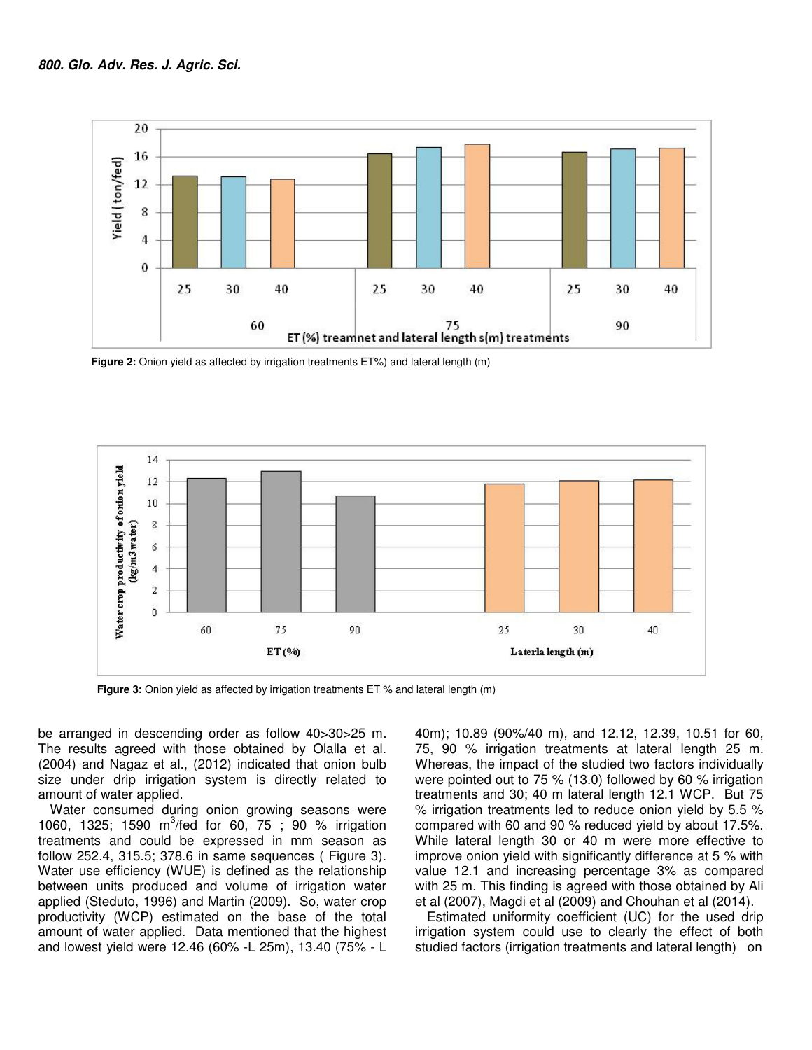Figure 2: Onion yield as affected by irrigation treatments ET%) and lateral length (m)

Figure 3: Onion yield as affected by irrigation treatments ET % and lateral length (m)

be arranged in descending order as follow 40>30>25 m. The results agreed with those obtained by Olalla et al. (2004) and Nagaz et al., (2012) indicated that onion bulb size under drip irrigation system is directly related to amount of water applied.

Water consumed during onion growing seasons were 1060, 1325; 1590 $m^3$/fed for 60, 75 ; 90 % irrigation treatments and could be expressed in mm season as follow 252.4, 315.5; 378.6 in same sequences ( Figure 3). Water use efficiency (WUE) is defined as the relationship between units produced and volume of irrigation water applied (Steduto, 1996) and Martin (2009). So, water crop productivity (WCP) estimated on the base of the total amount of water applied. Data mentioned that the highest and lowest yield were 12.46 (60% -L 25m), 13.40 (75% - L 40m); 10.89 (90%/40 m), and 12.12, 12.39, 10.51 for 60, 75, 90 % irrigation treatments at lateral length 25 m. Whereas, the impact of the studied two factors individually were pointed out to 75 % (13.0) followed by 60 % irrigation treatments and 30; 40 m lateral length 12.1 WCP. But 75 % irrigation treatments led to reduce onion yield by 5.5 % compared with 60 and 90 % reduced yield by about 17.5%. While lateral length 30 or 40 m were more effective to improve onion yield with significantly difference at 5 % with value 12.1 and increasing percentage 3% as compared with 25 m. This finding is agreed with those obtained by Ali et al (2007), Magdi et al (2009) and Chouhan et al (2014).

Estimated uniformity coefficient (UC) for the used drip irrigation system could use to clearly the effect of both studied factors (irrigation treatments and lateral length) on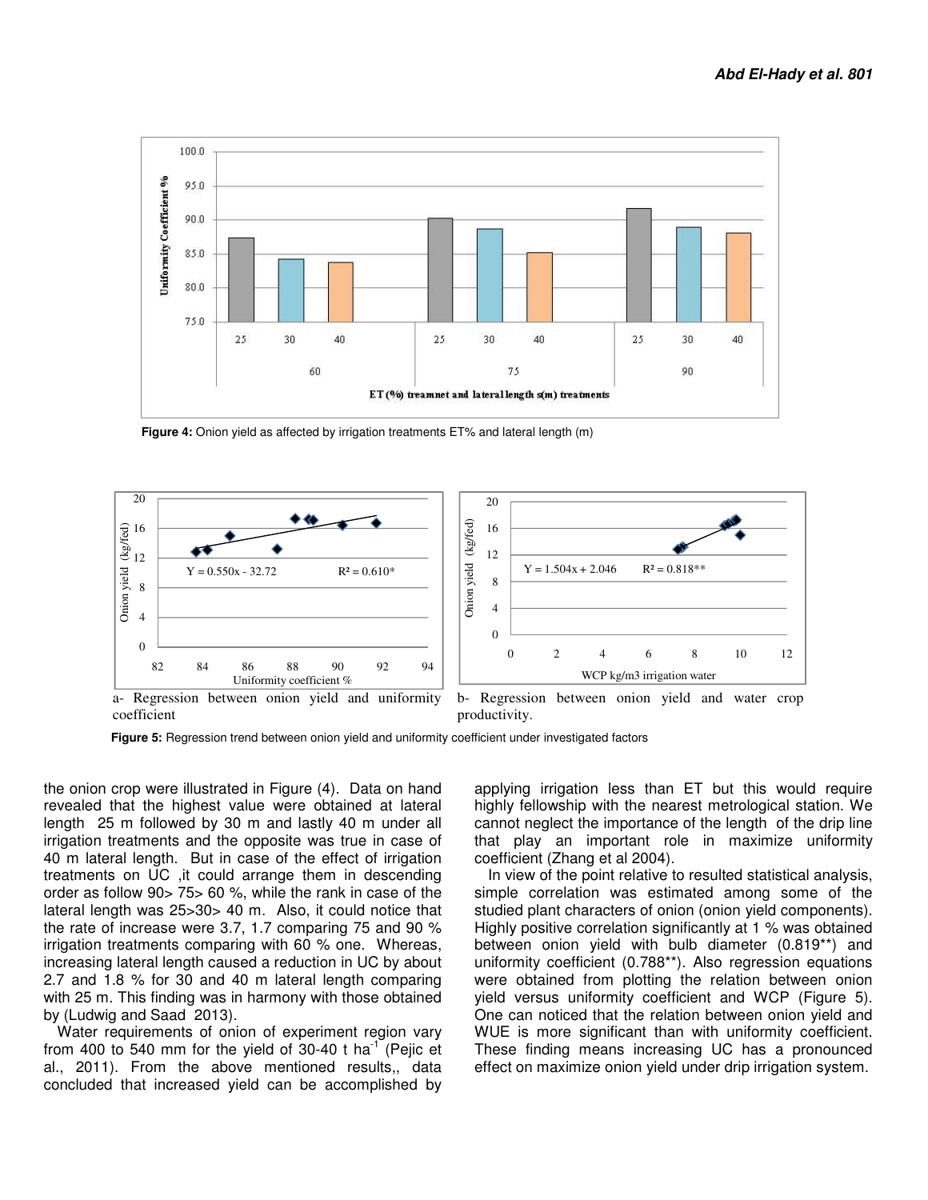Figure 4: Onion yield as affected by irrigation treatments ET% and lateral length (m)

a- Regression between onion yield and uniformity coefficient

b- Regression between onion yield and water crop productivity.

Figure 5: Regression trend between onion yield and uniformity coefficient under investigated factors

the onion crop were illustrated in Figure (4). Data on hand revealed that the highest value were obtained at lateral length 25 m followed by 30 m and lastly 40 m under all irrigation treatments and the opposite was true in case of 40 m lateral length. But in case of the effect of irrigation treatments on UC ,it could arrange them in descending order as follow 90> 75> 60 %, while the rank in case of the lateral length was 25>30> 40 m. Also, it could notice that the rate of increase were 3.7, 1.7 comparing 75 and 90 % irrigation treatments comparing with 60 % one. Whereas, increasing lateral length caused a reduction in UC by about 2.7 and 1.8 % for 30 and 40 m lateral length comparing with 25 m. This finding was in harmony with those obtained by (Ludwig and Saad 2013).

Water requirements of onion of experiment region vary from 400 to 540 mm for the yield of 30-40 t $ha^{-1}$ (Pejic et al., 2011). From the above mentioned results,, data concluded that increased yield can be accomplished by applying irrigation less than ET but this would require highly fellowship with the nearest metrological station. We cannot neglect the importance of the length of the drip line that play an important role in maximize uniformity coefficient (Zhang et al 2004).

In view of the point relative to resulted statistical analysis, simple correlation was estimated among some of the studied plant characters of onion (onion yield components). Highly positive correlation significantly at 1 % was obtained between onion yield with bulb diameter (0.819**) and uniformity coefficient (0.788**). Also regression equations were obtained from plotting the relation between onion yield versus uniformity coefficient and WCP (Figure 5). One can noticed that the relation between onion yield and WUE is more significant than with uniformity coefficient. These finding means increasing UC has a pronounced effect on maximize onion yield under drip irrigation system.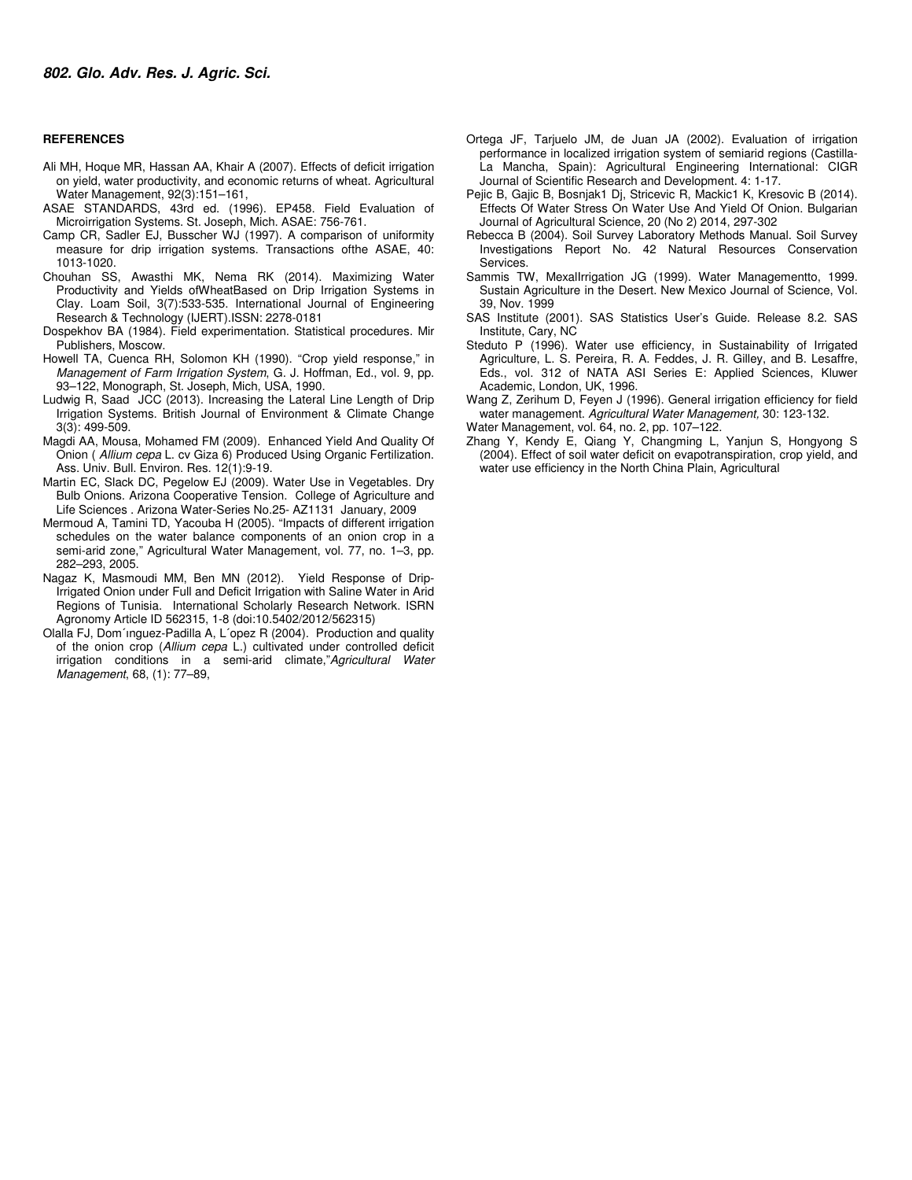## REFERENCES

Ali MH, Hoque MR, Hassan AA, Khair A (2007). Effects of deficit irrigation on yield, water productivity, and economic returns of wheat. Agricultural Water Management, 92(3):151–161,

ASAE STANDARDS, 43rd ed. (1996). EP458. Field Evaluation of Microirrigation Systems. St. Joseph, Mich. ASAE: 756-761.

Camp CR, Sadler EJ, Busscher WJ (1997). A comparison of uniformity measure for drip irrigation systems. Transactions ofthe ASAE, 40: 1013-1020.

Chouhan SS, Awasthi MK, Nema RK (2014). Maximizing Water Productivity and Yields ofWheatBased on Drip Irrigation Systems in Clay. Loam Soil, 3(7):533-535. International Journal of Engineering Research & Technology (IJERT).ISSN: 2278-0181

Dospekhov BA (1984). Field experimentation. Statistical procedures. Mir Publishers, Moscow.

Howell TA, Cuenca RH, Solomon KH (1990). "Crop yield response," in *Management of Farm Irrigation System*, G. J. Hoffman, Ed., vol. 9, pp. 93–122, Monograph, St. Joseph, Mich, USA, 1990.

Ludwig R, Saad JCC (2013). Increasing the Lateral Line Length of Drip Irrigation Systems. British Journal of Environment & Climate Change 3(3): 499-509.

Magdi AA, Mousa, Mohamed FM (2009). Enhanced Yield And Quality Of Onion ( *Allium cepa* L. cv Giza 6) Produced Using Organic Fertilization. Ass. Univ. Bull. Environ. Res. 12(1):9-19.

Martin EC, Slack DC, Pegelow EJ (2009). Water Use in Vegetables. Dry Bulb Onions. Arizona Cooperative Tension. College of Agriculture and Life Sciences . Arizona Water-Series No.25- AZ1131 January, 2009

Mermoud A, Tamini TD, Yacouba H (2005). "Impacts of different irrigation schedules on the water balance components of an onion crop in a semi-arid zone," Agricultural Water Management, vol. 77, no. 1–3, pp. 282–293, 2005.

Nagaz K, Masmoudi MM, Ben MN (2012). Yield Response of Drip-Irrigated Onion under Full and Deficit Irrigation with Saline Water in Arid Regions of Tunisia. International Scholarly Research Network. ISRN Agronomy Article ID 562315, 1-8 (doi:10.5402/2012/562315)

Olalla FJ, Dom´ınguez-Padilla A, L´opez R (2004). Production and quality of the onion crop (*Allium cepa* L.) cultivated under controlled deficit irrigation conditions in a semi-arid climate,"*Agricultural Water Management*, 68, (1): 77–89,

Ortega JF, Tarjuelo JM, de Juan JA (2002). Evaluation of irrigation performance in localized irrigation system of semiarid regions (Castilla-La Mancha, Spain): Agricultural Engineering International: CIGR Journal of Scientific Research and Development. 4: 1-17.

Pejic B, Gajic B, Bosnjak1 Dj, Stricevic R, Mackic1 K, Kresovic B (2014). Effects Of Water Stress On Water Use And Yield Of Onion. Bulgarian Journal of Agricultural Science, 20 (No 2) 2014, 297-302

Rebecca B (2004). Soil Survey Laboratory Methods Manual. Soil Survey Investigations Report No. 42 Natural Resources Conservation Services.

Sammis TW, MexalIrrigation JG (1999). Water Managementto, 1999. Sustain Agriculture in the Desert. New Mexico Journal of Science, Vol. 39, Nov. 1999

SAS Institute (2001). SAS Statistics User's Guide. Release 8.2. SAS Institute, Cary, NC

Steduto P (1996). Water use efficiency, in Sustainability of Irrigated Agriculture, L. S. Pereira, R. A. Feddes, J. R. Gilley, and B. Lesaffre, Eds., vol. 312 of NATA ASI Series E: Applied Sciences, Kluwer Academic, London, UK, 1996.

Wang Z, Zerihum D, Feyen J (1996). General irrigation efficiency for field water management. *Agricultural Water Management,* 30: 123-132.

Water Management, vol. 64, no. 2, pp. 107–122.

Zhang Y, Kendy E, Qiang Y, Changming L, Yanjun S, Hongyong S (2004). Effect of soil water deficit on evapotranspiration, crop yield, and water use efficiency in the North China Plain, Agricultural